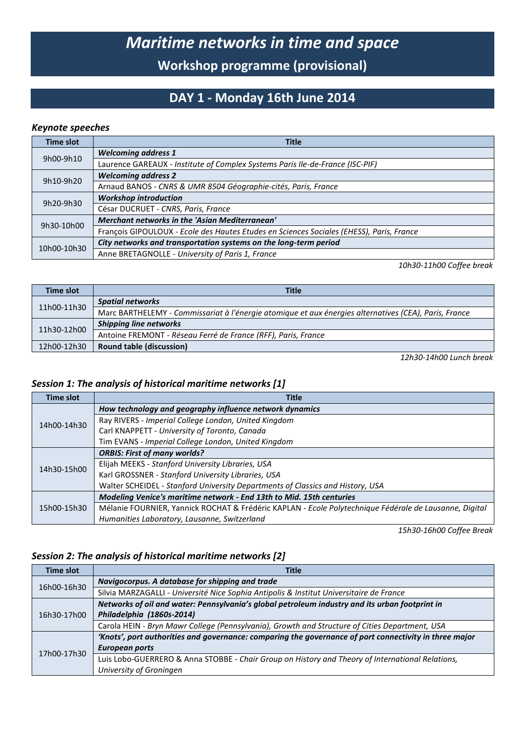// Maritime networks in time and space

# *Maritime networks in time and space*

## Workshop programme (provisional)

## DAY 1 - Monday 16th June 2014

### *Keynote speeches*

| Time slot | Title |
|---|---|
| 9h00-9h10 | ***Welcoming address 1*** |
| | Laurence GAREAUX - *Institute of Complex Systems Paris Ile-de-France (ISC-PIF)* |
| 9h10-9h20 | ***Welcoming address 2*** |
| | Arnaud BANOS - *CNRS & UMR 8504 Géographie-cités, Paris, France* |
| 9h20-9h30 | ***Workshop introduction*** |
| | César DUCRUET - *CNRS, Paris, France* |
| 9h30-10h00 | ***Merchant networks in the 'Asian Mediterranean'*** |
| | François GIPOULOUX - *Ecole des Hautes Etudes en Sciences Sociales (EHESS), Paris, France* |
| 10h00-10h30 | ***City networks and transportation systems on the long-term period*** |
| | Anne BRETAGNOLLE - *University of Paris 1, France* |

*10h30-11h00 Coffee break*

| Time slot | Title |
|---|---|
| 11h00-11h30 | ***Spatial networks*** |
| | Marc BARTHELEMY - *Commissariat à l'énergie atomique et aux énergies alternatives (CEA), Paris, France* |
| 11h30-12h00 | ***Shipping line networks*** |
| | Antoine FREMONT - *Réseau Ferré de France (RFF), Paris, France* |
| 12h00-12h30 | **Round table (discussion)** |

*12h30-14h00 Lunch break*

### *Session 1: The analysis of historical maritime networks [1]*

| Time slot | Title |
|---|---|
| 14h00-14h30 | ***How technology and geography influence network dynamics*** |
| | Ray RIVERS - *Imperial College London, United Kingdom*<br>Carl KNAPPETT - *University of Toronto, Canada*<br>Tim EVANS - *Imperial College London, United Kingdom* |
| 14h30-15h00 | ***ORBIS: First of many worlds?*** |
| | Elijah MEEKS - *Stanford University Libraries, USA*<br>Karl GROSSNER - *Stanford University Libraries, USA*<br>Walter SCHEIDEL - *Stanford University Departments of Classics and History, USA* |
| 15h00-15h30 | ***Modeling Venice's maritime network - End 13th to Mid. 15th centuries*** |
| | Mélanie FOURNIER, Yannick ROCHAT & Frédéric KAPLAN - *Ecole Polytechnique Fédérale de Lausanne, Digital Humanities Laboratory, Lausanne, Switzerland* |

*15h30-16h00 Coffee Break*

### *Session 2: The analysis of historical maritime networks [2]*

| Time slot | Title |
|---|---|
| 16h00-16h30 | ***Navigocorpus. A database for shipping and trade*** |
| | Silvia MARZAGALLI - *Université Nice Sophia Antipolis & Institut Universitaire de France* |
| 16h30-17h00 | ***Networks of oil and water: Pennsylvania's global petroleum industry and its urban footprint in Philadelphia (1860s-2014)*** |
| | Carola HEIN - *Bryn Mawr College (Pennsylvania), Growth and Structure of Cities Department, USA* |
| 17h00-17h30 | ***'Knots', port authorities and governance: comparing the governance of port connectivity in three major European ports*** |
| | Luis Lobo-GUERRERO & Anna STOBBE - *Chair Group on History and Theory of International Relations, University of Groningen* |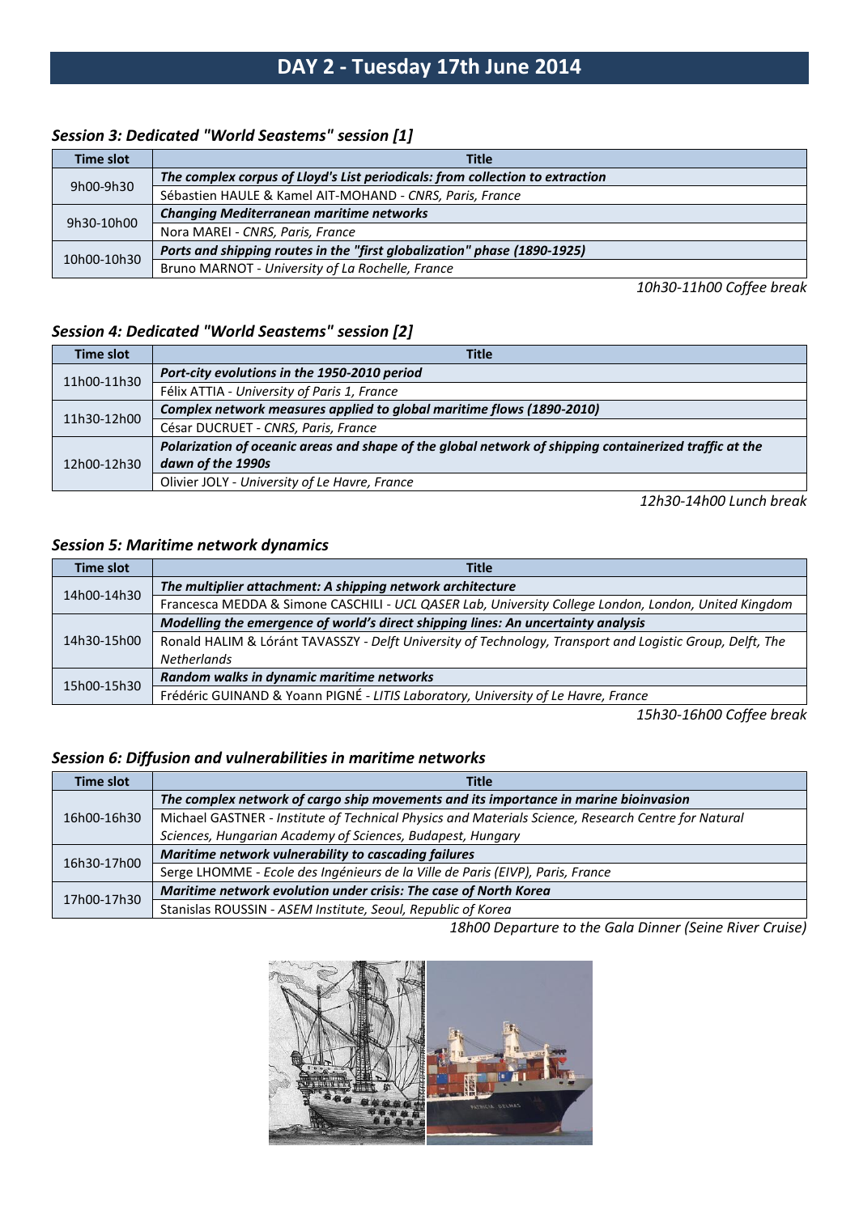# DAY 2 - Tuesday 17th June 2014

### *Session 3: Dedicated "World Seastems" session [1]*

| Time slot | Title |
|---|---|
| 9h00-9h30 | ***The complex corpus of Lloyd's List periodicals: from collection to extraction*** |
| | Sébastien HAULE & Kamel AIT-MOHAND - *CNRS, Paris, France* |
| 9h30-10h00 | ***Changing Mediterranean maritime networks*** |
| | Nora MAREI - *CNRS, Paris, France* |
| 10h00-10h30 | ***Ports and shipping routes in the "first globalization" phase (1890-1925)*** |
| | Bruno MARNOT - *University of La Rochelle, France* |

*10h30-11h00 Coffee break*

### *Session 4: Dedicated "World Seastems" session [2]*

| Time slot | Title |
|---|---|
| 11h00-11h30 | ***Port-city evolutions in the 1950-2010 period*** |
| | Félix ATTIA - *University of Paris 1, France* |
| 11h30-12h00 | ***Complex network measures applied to global maritime flows (1890-2010)*** |
| | César DUCRUET - *CNRS, Paris, France* |
| 12h00-12h30 | ***Polarization of oceanic areas and shape of the global network of shipping containerized traffic at the dawn of the 1990s*** |
| | Olivier JOLY - *University of Le Havre, France* |

*12h30-14h00 Lunch break*

### *Session 5: Maritime network dynamics*

| Time slot | Title |
|---|---|
| 14h00-14h30 | ***The multiplier attachment: A shipping network architecture*** |
| | Francesca MEDDA & Simone CASCHILI - *UCL QASER Lab, University College London, London, United Kingdom* |
| 14h30-15h00 | ***Modelling the emergence of world's direct shipping lines: An uncertainty analysis*** |
| | Ronald HALIM & Lóránt TAVASSZY - *Delft University of Technology, Transport and Logistic Group, Delft, The Netherlands* |
| 15h00-15h30 | ***Random walks in dynamic maritime networks*** |
| | Frédéric GUINAND & Yoann PIGNÉ - *LITIS Laboratory, University of Le Havre, France* |

*15h30-16h00 Coffee break*

### *Session 6: Diffusion and vulnerabilities in maritime networks*

| Time slot | Title |
|---|---|
| 16h00-16h30 | ***The complex network of cargo ship movements and its importance in marine bioinvasion*** |
| | Michael GASTNER - *Institute of Technical Physics and Materials Science, Research Centre for Natural Sciences, Hungarian Academy of Sciences, Budapest, Hungary* |
| 16h30-17h00 | ***Maritime network vulnerability to cascading failures*** |
| | Serge LHOMME - *Ecole des Ingénieurs de la Ville de Paris (EIVP), Paris, France* |
| 17h00-17h30 | ***Maritime network evolution under crisis: The case of North Korea*** |
| | Stanislas ROUSSIN - *ASEM Institute, Seoul, Republic of Korea* |

*18h00 Departure to the Gala Dinner (Seine River Cruise)*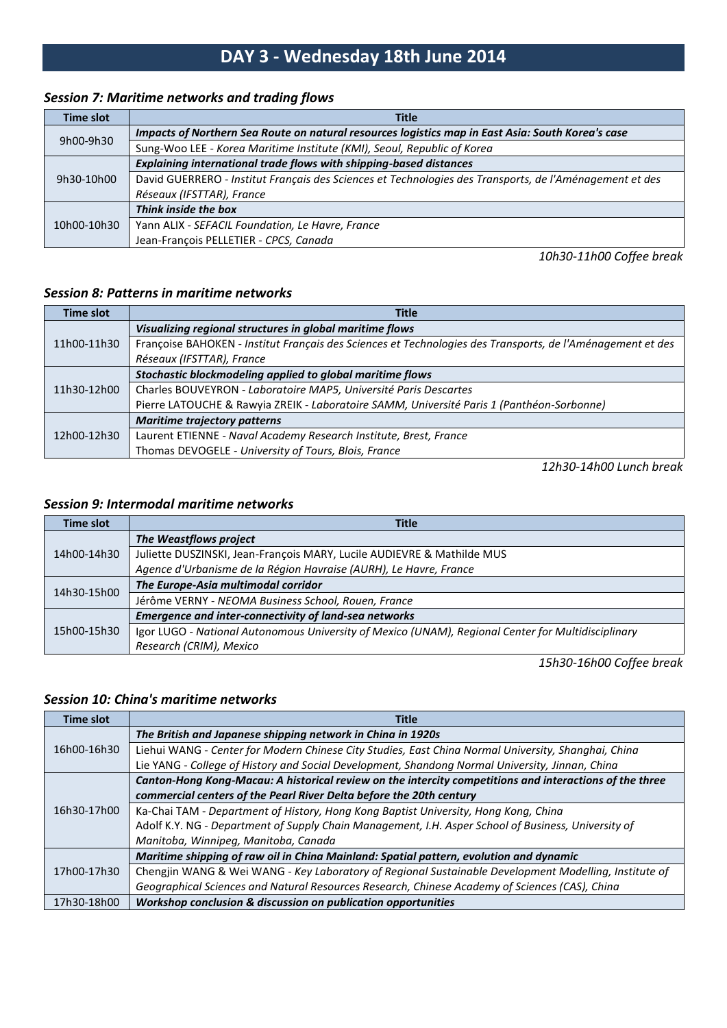# DAY 3 - Wednesday 18th June 2014

### *Session 7: Maritime networks and trading flows*

| Time slot | Title |
|---|---|
| 9h00-9h30 | ***Impacts of Northern Sea Route on natural resources logistics map in East Asia: South Korea's case*** |
| | Sung-Woo LEE - *Korea Maritime Institute (KMI), Seoul, Republic of Korea* |
| 9h30-10h00 | ***Explaining international trade flows with shipping-based distances*** |
| | David GUERRERO - *Institut Français des Sciences et Technologies des Transports, de l'Aménagement et des Réseaux (IFSTTAR), France* |
| 10h00-10h30 | ***Think inside the box*** |
| | Yann ALIX - *SEFACIL Foundation, Le Havre, France* |
| | Jean-François PELLETIER - *CPCS, Canada* |

*10h30-11h00 Coffee break*

### *Session 8: Patterns in maritime networks*

| Time slot | Title |
|---|---|
| 11h00-11h30 | ***Visualizing regional structures in global maritime flows*** |
| | Françoise BAHOKEN - *Institut Français des Sciences et Technologies des Transports, de l'Aménagement et des Réseaux (IFSTTAR), France* |
| 11h30-12h00 | ***Stochastic blockmodeling applied to global maritime flows*** |
| | Charles BOUVEYRON - *Laboratoire MAP5, Université Paris Descartes* |
| | Pierre LATOUCHE & Rawyia ZREIK - *Laboratoire SAMM, Université Paris 1 (Panthéon-Sorbonne)* |
| 12h00-12h30 | ***Maritime trajectory patterns*** |
| | Laurent ETIENNE - *Naval Academy Research Institute, Brest, France* |
| | Thomas DEVOGELE - *University of Tours, Blois, France* |

*12h30-14h00 Lunch break*

### *Session 9: Intermodal maritime networks*

| Time slot | Title |
|---|---|
| 14h00-14h30 | ***The Weastflows project*** |
| | Juliette DUSZINSKI, Jean-François MARY, Lucile AUDIEVRE & Mathilde MUS *Agence d'Urbanisme de la Région Havraise (AURH), Le Havre, France* |
| 14h30-15h00 | ***The Europe-Asia multimodal corridor*** |
| | Jérôme VERNY - *NEOMA Business School, Rouen, France* |
| 15h00-15h30 | ***Emergence and inter-connectivity of land-sea networks*** |
| | Igor LUGO - *National Autonomous University of Mexico (UNAM), Regional Center for Multidisciplinary Research (CRIM), Mexico* |

*15h30-16h00 Coffee break*

### *Session 10: China's maritime networks*

| Time slot | Title |
|---|---|
| 16h00-16h30 | ***The British and Japanese shipping network in China in 1920s*** |
| | Liehui WANG - *Center for Modern Chinese City Studies, East China Normal University, Shanghai, China* |
| | Lie YANG - *College of History and Social Development, Shandong Normal University, Jinnan, China* |
| 16h30-17h00 | ***Canton-Hong Kong-Macau: A historical review on the intercity competitions and interactions of the three commercial centers of the Pearl River Delta before the 20th century*** |
| | Ka-Chai TAM - *Department of History, Hong Kong Baptist University, Hong Kong, China* |
| | Adolf K.Y. NG - *Department of Supply Chain Management, I.H. Asper School of Business, University of Manitoba, Winnipeg, Manitoba, Canada* |
| 17h00-17h30 | ***Maritime shipping of raw oil in China Mainland: Spatial pattern, evolution and dynamic*** |
| | Chengjin WANG & Wei WANG - *Key Laboratory of Regional Sustainable Development Modelling, Institute of Geographical Sciences and Natural Resources Research, Chinese Academy of Sciences (CAS), China* |
| 17h30-18h00 | ***Workshop conclusion & discussion on publication opportunities*** |